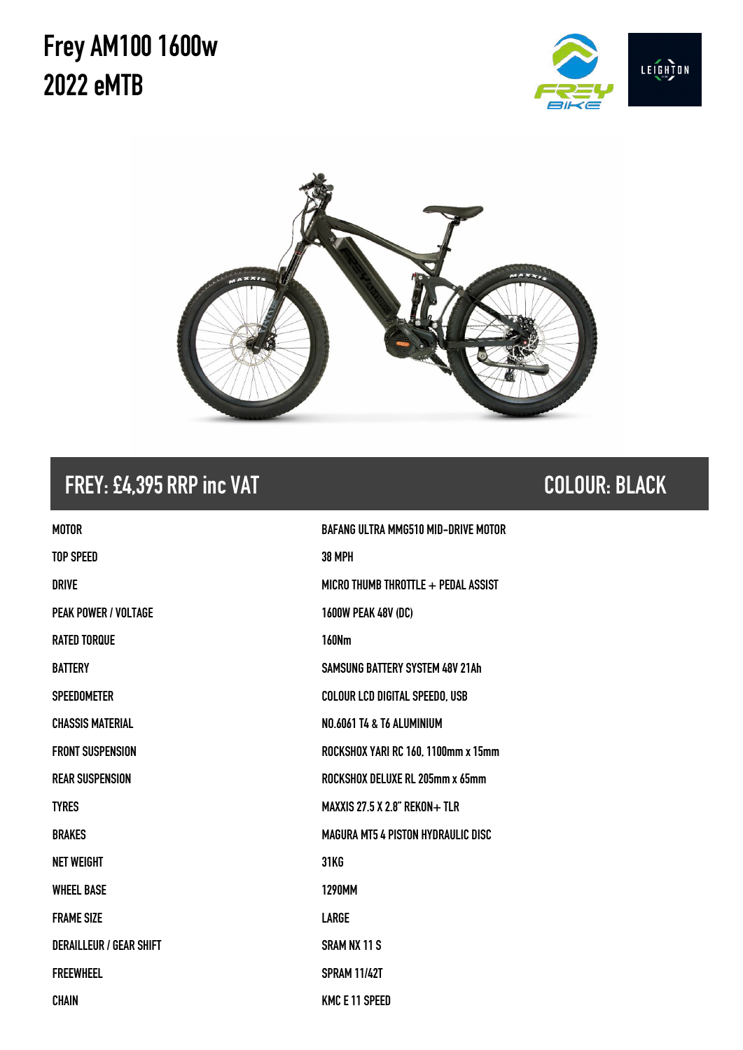# Frey AM100 1600w 2022 eMTB

## FREY: £4,395 RRP inc VAT

## COLOUR: BLACK

| | |
|---|---|
| MOTOR | BAFANG ULTRA MMG510 MID-DRIVE MOTOR |
| TOP SPEED | 38 MPH |
| DRIVE | MICRO THUMB THROTTLE + PEDAL ASSIST |
| PEAK POWER / VOLTAGE | 1600W PEAK 48V (DC) |
| RATED TORQUE | 160Nm |
| BATTERY | SAMSUNG BATTERY SYSTEM 48V 21Ah |
| SPEEDOMETER | COLOUR LCD DIGITAL SPEEDO, USB |
| CHASSIS MATERIAL | NO.6061 T4 & T6 ALUMINIUM |
| FRONT SUSPENSION | ROCKSHOX YARI RC 160, 1100mm x 15mm |
| REAR SUSPENSION | ROCKSHOX DELUXE RL 205mm x 65mm |
| TYRES | MAXXIS 27.5 X 2.8" REKON+ TLR |
| BRAKES | MAGURA MT5 4 PISTON HYDRAULIC DISC |
| NET WEIGHT | 31KG |
| WHEEL BASE | 1290MM |
| FRAME SIZE | LARGE |
| DERAILLEUR / GEAR SHIFT | SRAM NX 11 S |
| FREEWHEEL | SPRAM 11/42T |
| CHAIN | KMC E 11 SPEED |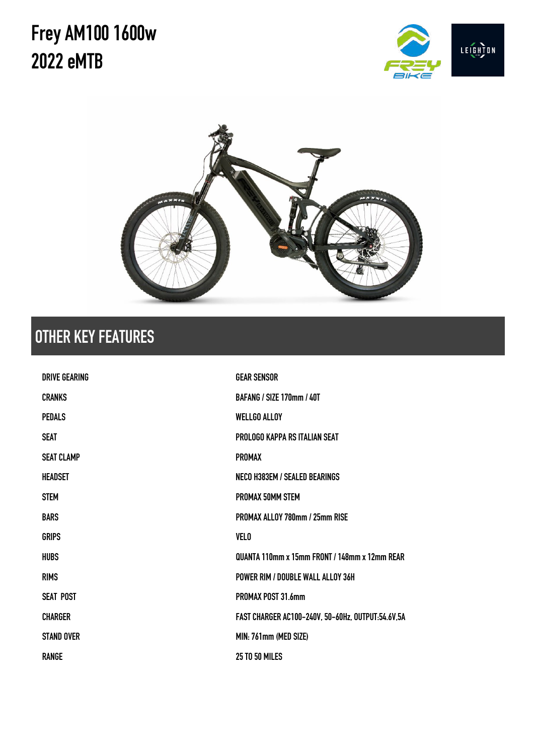# Frey AM100 1600w 2022 eMTB

## OTHER KEY FEATURES

| | |
|---|---|
| DRIVE GEARING | GEAR SENSOR |
| CRANKS | BAFANG / SIZE 170mm / 40T |
| PEDALS | WELLGO ALLOY |
| SEAT | PROLOGO KAPPA RS ITALIAN SEAT |
| SEAT CLAMP | PROMAX |
| HEADSET | NECO H383EM / SEALED BEARINGS |
| STEM | PROMAX 50MM STEM |
| BARS | PROMAX ALLOY 780mm / 25mm RISE |
| GRIPS | VELO |
| HUBS | QUANTA 110mm x 15mm FRONT / 148mm x 12mm REAR |
| RIMS | POWER RIM / DOUBLE WALL ALLOY 36H |
| SEAT POST | PROMAX POST 31.6mm |
| CHARGER | FAST CHARGER AC100-240V, 50-60Hz, OUTPUT:54.6V,5A |
| STAND OVER | MIN: 761mm (MED SIZE) |
| RANGE | 25 TO 50 MILES |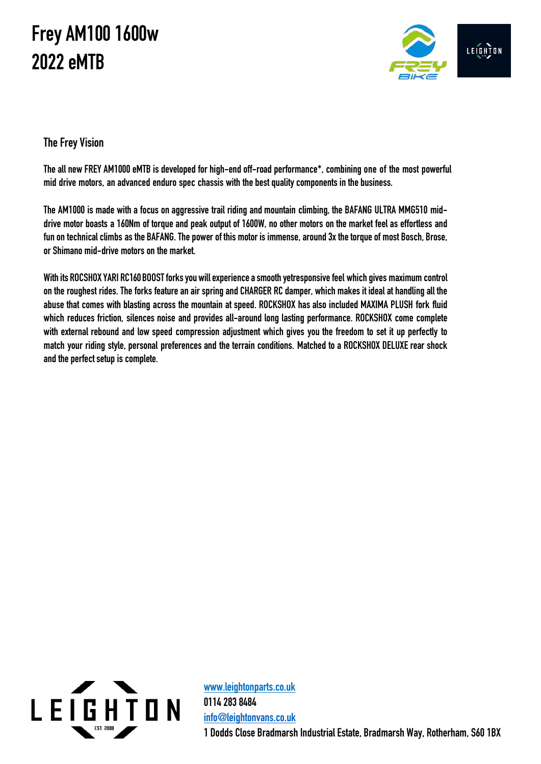# Frey AM100 1600w 2022 eMTB

## The Frey Vision

The all new FREY AM1000 eMTB is developed for high-end off-road performance*, combining one of the most powerful mid drive motors, an advanced enduro spec chassis with the best quality components in the business.

The AM1000 is made with a focus on aggressive trail riding and mountain climbing, the BAFANG ULTRA MMG510 mid-drive motor boasts a 160Nm of torque and peak output of 1600W, no other motors on the market feel as effortless and fun on technical climbs as the BAFANG. The power of this motor is immense, around 3x the torque of most Bosch, Brose, or Shimano mid-drive motors on the market.

With its ROCSHOX YARI RC160 BOOST forks you will experience a smooth yetresponsive feel which gives maximum control on the roughest rides. The forks feature an air spring and CHARGER RC damper, which makes it ideal at handling all the abuse that comes with blasting across the mountain at speed. ROCKSHOX has also included MAXIMA PLUSH fork fluid which reduces friction, silences noise and provides all-around long lasting performance. ROCKSHOX come complete with external rebound and low speed compression adjustment which gives you the freedom to set it up perfectly to match your riding style, personal preferences and the terrain conditions. Matched to a ROCKSHOX DELUXE rear shock and the perfect setup is complete.

www.leightonparts.co.uk
0114 283 8484
info@leightonvans.co.uk
1 Dodds Close Bradmarsh Industrial Estate, Bradmarsh Way, Rotherham, S60 1BX